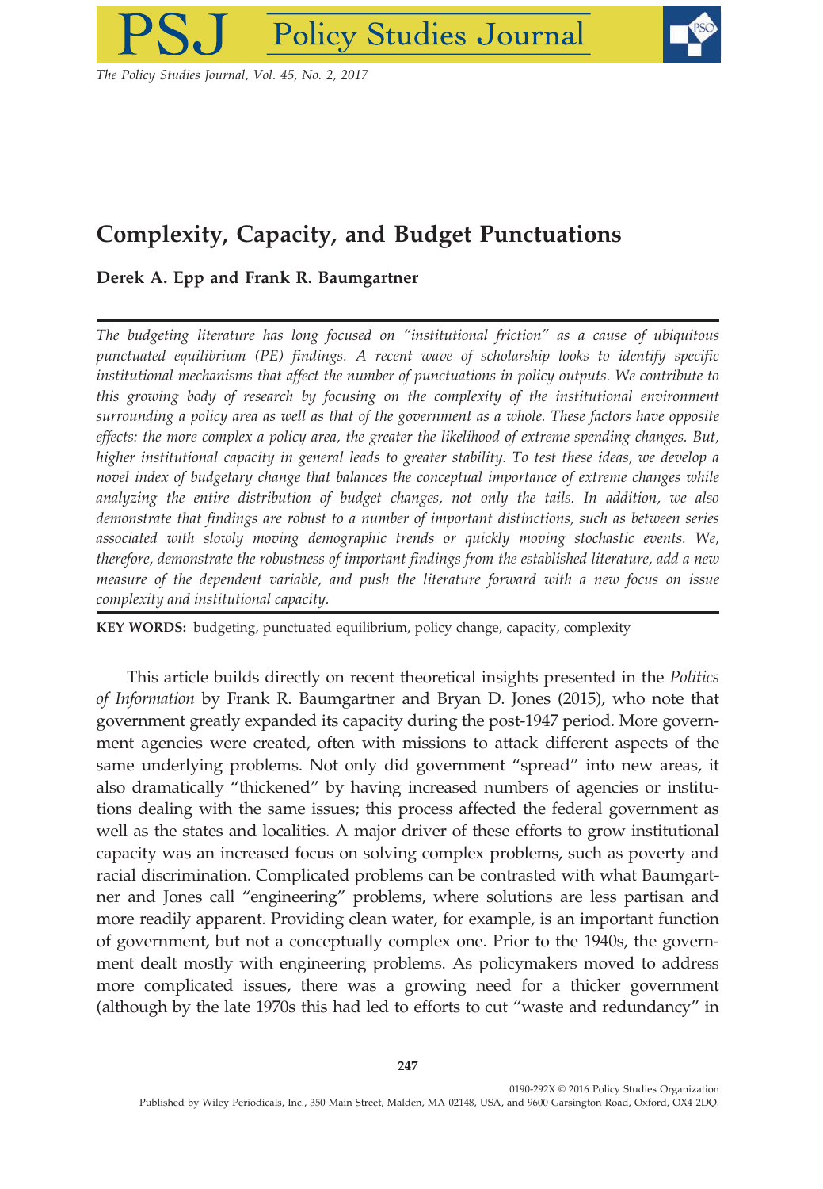# Complexity, Capacity, and Budget Punctuations

**Derek A. Epp and Frank R. Baumgartner**

*The budgeting literature has long focused on "institutional friction" as a cause of ubiquitous punctuated equilibrium (PE) findings. A recent wave of scholarship looks to identify specific institutional mechanisms that affect the number of punctuations in policy outputs. We contribute to this growing body of research by focusing on the complexity of the institutional environment surrounding a policy area as well as that of the government as a whole. These factors have opposite effects: the more complex a policy area, the greater the likelihood of extreme spending changes. But, higher institutional capacity in general leads to greater stability. To test these ideas, we develop a novel index of budgetary change that balances the conceptual importance of extreme changes while analyzing the entire distribution of budget changes, not only the tails. In addition, we also demonstrate that findings are robust to a number of important distinctions, such as between series associated with slowly moving demographic trends or quickly moving stochastic events. We, therefore, demonstrate the robustness of important findings from the established literature, add a new measure of the dependent variable, and push the literature forward with a new focus on issue complexity and institutional capacity.*

**KEY WORDS:** budgeting, punctuated equilibrium, policy change, capacity, complexity

This article builds directly on recent theoretical insights presented in the *Politics of Information* by Frank R. Baumgartner and Bryan D. Jones (2015), who note that government greatly expanded its capacity during the post-1947 period. More government agencies were created, often with missions to attack different aspects of the same underlying problems. Not only did government "spread" into new areas, it also dramatically "thickened" by having increased numbers of agencies or institutions dealing with the same issues; this process affected the federal government as well as the states and localities. A major driver of these efforts to grow institutional capacity was an increased focus on solving complex problems, such as poverty and racial discrimination. Complicated problems can be contrasted with what Baumgartner and Jones call "engineering" problems, where solutions are less partisan and more readily apparent. Providing clean water, for example, is an important function of government, but not a conceptually complex one. Prior to the 1940s, the government dealt mostly with engineering problems. As policymakers moved to address more complicated issues, there was a growing need for a thicker government (although by the late 1970s this had led to efforts to cut "waste and redundancy" in

0190-292X © 2016 Policy Studies Organization
Published by Wiley Periodicals, Inc., 350 Main Street, Malden, MA 02148, USA, and 9600 Garsington Road, Oxford, OX4 2DQ.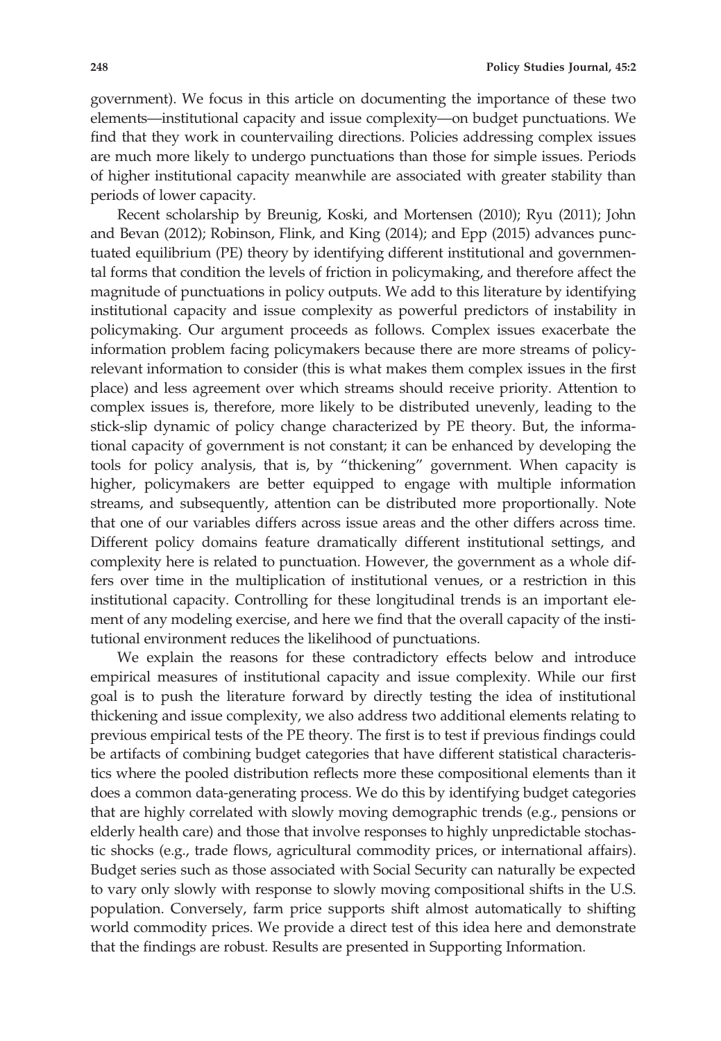government). We focus in this article on documenting the importance of these two elements—institutional capacity and issue complexity—on budget punctuations. We find that they work in countervailing directions. Policies addressing complex issues are much more likely to undergo punctuations than those for simple issues. Periods of higher institutional capacity meanwhile are associated with greater stability than periods of lower capacity.

Recent scholarship by Breunig, Koski, and Mortensen (2010); Ryu (2011); John and Bevan (2012); Robinson, Flink, and King (2014); and Epp (2015) advances punctuated equilibrium (PE) theory by identifying different institutional and governmental forms that condition the levels of friction in policymaking, and therefore affect the magnitude of punctuations in policy outputs. We add to this literature by identifying institutional capacity and issue complexity as powerful predictors of instability in policymaking. Our argument proceeds as follows. Complex issues exacerbate the information problem facing policymakers because there are more streams of policy-relevant information to consider (this is what makes them complex issues in the first place) and less agreement over which streams should receive priority. Attention to complex issues is, therefore, more likely to be distributed unevenly, leading to the stick-slip dynamic of policy change characterized by PE theory. But, the informational capacity of government is not constant; it can be enhanced by developing the tools for policy analysis, that is, by "thickening" government. When capacity is higher, policymakers are better equipped to engage with multiple information streams, and subsequently, attention can be distributed more proportionally. Note that one of our variables differs across issue areas and the other differs across time. Different policy domains feature dramatically different institutional settings, and complexity here is related to punctuation. However, the government as a whole differs over time in the multiplication of institutional venues, or a restriction in this institutional capacity. Controlling for these longitudinal trends is an important element of any modeling exercise, and here we find that the overall capacity of the institutional environment reduces the likelihood of punctuations.

We explain the reasons for these contradictory effects below and introduce empirical measures of institutional capacity and issue complexity. While our first goal is to push the literature forward by directly testing the idea of institutional thickening and issue complexity, we also address two additional elements relating to previous empirical tests of the PE theory. The first is to test if previous findings could be artifacts of combining budget categories that have different statistical characteristics where the pooled distribution reflects more these compositional elements than it does a common data-generating process. We do this by identifying budget categories that are highly correlated with slowly moving demographic trends (e.g., pensions or elderly health care) and those that involve responses to highly unpredictable stochastic shocks (e.g., trade flows, agricultural commodity prices, or international affairs). Budget series such as those associated with Social Security can naturally be expected to vary only slowly with response to slowly moving compositional shifts in the U.S. population. Conversely, farm price supports shift almost automatically to shifting world commodity prices. We provide a direct test of this idea here and demonstrate that the findings are robust. Results are presented in Supporting Information.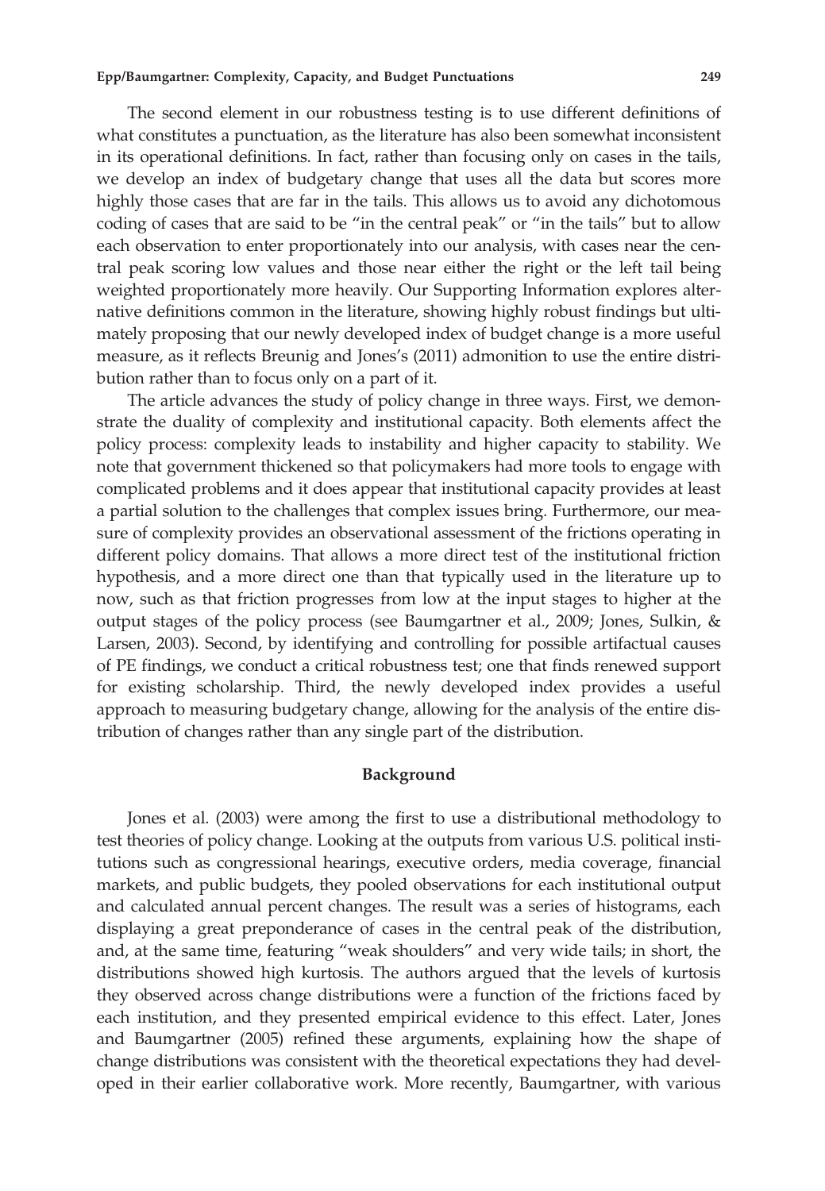The second element in our robustness testing is to use different definitions of what constitutes a punctuation, as the literature has also been somewhat inconsistent in its operational definitions. In fact, rather than focusing only on cases in the tails, we develop an index of budgetary change that uses all the data but scores more highly those cases that are far in the tails. This allows us to avoid any dichotomous coding of cases that are said to be "in the central peak" or "in the tails" but to allow each observation to enter proportionately into our analysis, with cases near the central peak scoring low values and those near either the right or the left tail being weighted proportionately more heavily. Our Supporting Information explores alternative definitions common in the literature, showing highly robust findings but ultimately proposing that our newly developed index of budget change is a more useful measure, as it reflects Breunig and Jones's (2011) admonition to use the entire distribution rather than to focus only on a part of it.

The article advances the study of policy change in three ways. First, we demonstrate the duality of complexity and institutional capacity. Both elements affect the policy process: complexity leads to instability and higher capacity to stability. We note that government thickened so that policymakers had more tools to engage with complicated problems and it does appear that institutional capacity provides at least a partial solution to the challenges that complex issues bring. Furthermore, our measure of complexity provides an observational assessment of the frictions operating in different policy domains. That allows a more direct test of the institutional friction hypothesis, and a more direct one than that typically used in the literature up to now, such as that friction progresses from low at the input stages to higher at the output stages of the policy process (see Baumgartner et al., 2009; Jones, Sulkin, & Larsen, 2003). Second, by identifying and controlling for possible artifactual causes of PE findings, we conduct a critical robustness test; one that finds renewed support for existing scholarship. Third, the newly developed index provides a useful approach to measuring budgetary change, allowing for the analysis of the entire distribution of changes rather than any single part of the distribution.

## Background

Jones et al. (2003) were among the first to use a distributional methodology to test theories of policy change. Looking at the outputs from various U.S. political institutions such as congressional hearings, executive orders, media coverage, financial markets, and public budgets, they pooled observations for each institutional output and calculated annual percent changes. The result was a series of histograms, each displaying a great preponderance of cases in the central peak of the distribution, and, at the same time, featuring "weak shoulders" and very wide tails; in short, the distributions showed high kurtosis. The authors argued that the levels of kurtosis they observed across change distributions were a function of the frictions faced by each institution, and they presented empirical evidence to this effect. Later, Jones and Baumgartner (2005) refined these arguments, explaining how the shape of change distributions was consistent with the theoretical expectations they had developed in their earlier collaborative work. More recently, Baumgartner, with various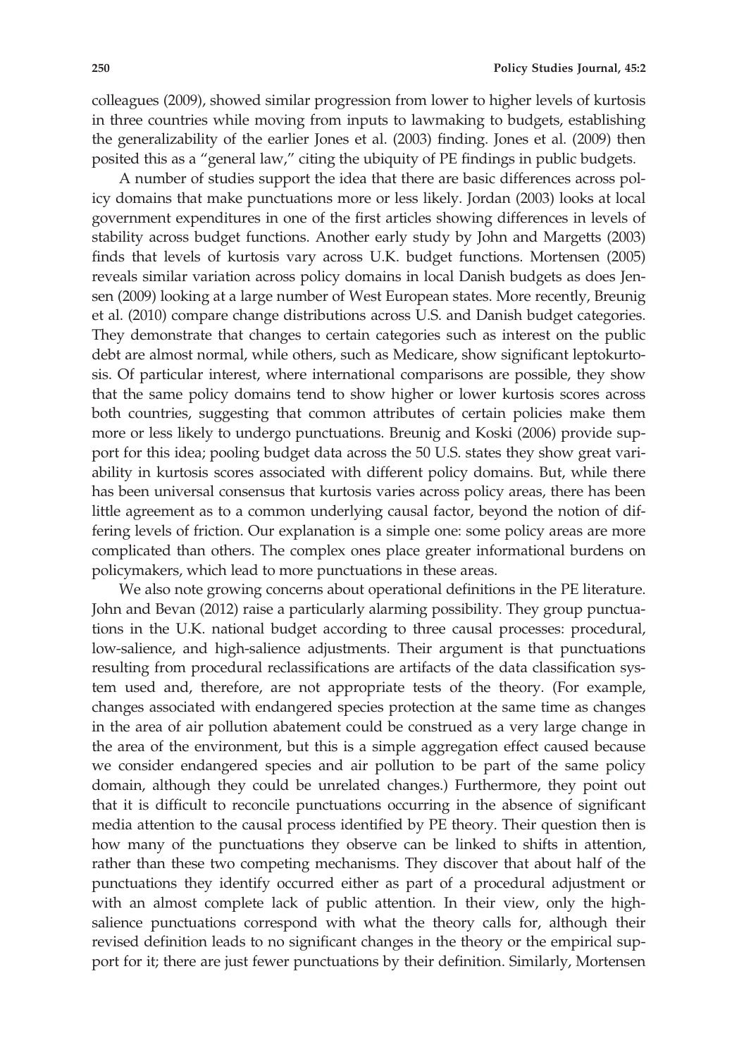colleagues (2009), showed similar progression from lower to higher levels of kurtosis in three countries while moving from inputs to lawmaking to budgets, establishing the generalizability of the earlier Jones et al. (2003) finding. Jones et al. (2009) then posited this as a "general law," citing the ubiquity of PE findings in public budgets.

A number of studies support the idea that there are basic differences across policy domains that make punctuations more or less likely. Jordan (2003) looks at local government expenditures in one of the first articles showing differences in levels of stability across budget functions. Another early study by John and Margetts (2003) finds that levels of kurtosis vary across U.K. budget functions. Mortensen (2005) reveals similar variation across policy domains in local Danish budgets as does Jensen (2009) looking at a large number of West European states. More recently, Breunig et al. (2010) compare change distributions across U.S. and Danish budget categories. They demonstrate that changes to certain categories such as interest on the public debt are almost normal, while others, such as Medicare, show significant leptokurtosis. Of particular interest, where international comparisons are possible, they show that the same policy domains tend to show higher or lower kurtosis scores across both countries, suggesting that common attributes of certain policies make them more or less likely to undergo punctuations. Breunig and Koski (2006) provide support for this idea; pooling budget data across the 50 U.S. states they show great variability in kurtosis scores associated with different policy domains. But, while there has been universal consensus that kurtosis varies across policy areas, there has been little agreement as to a common underlying causal factor, beyond the notion of differing levels of friction. Our explanation is a simple one: some policy areas are more complicated than others. The complex ones place greater informational burdens on policymakers, which lead to more punctuations in these areas.

We also note growing concerns about operational definitions in the PE literature. John and Bevan (2012) raise a particularly alarming possibility. They group punctuations in the U.K. national budget according to three causal processes: procedural, low-salience, and high-salience adjustments. Their argument is that punctuations resulting from procedural reclassifications are artifacts of the data classification system used and, therefore, are not appropriate tests of the theory. (For example, changes associated with endangered species protection at the same time as changes in the area of air pollution abatement could be construed as a very large change in the area of the environment, but this is a simple aggregation effect caused because we consider endangered species and air pollution to be part of the same policy domain, although they could be unrelated changes.) Furthermore, they point out that it is difficult to reconcile punctuations occurring in the absence of significant media attention to the causal process identified by PE theory. Their question then is how many of the punctuations they observe can be linked to shifts in attention, rather than these two competing mechanisms. They discover that about half of the punctuations they identify occurred either as part of a procedural adjustment or with an almost complete lack of public attention. In their view, only the high-salience punctuations correspond with what the theory calls for, although their revised definition leads to no significant changes in the theory or the empirical support for it; there are just fewer punctuations by their definition. Similarly, Mortensen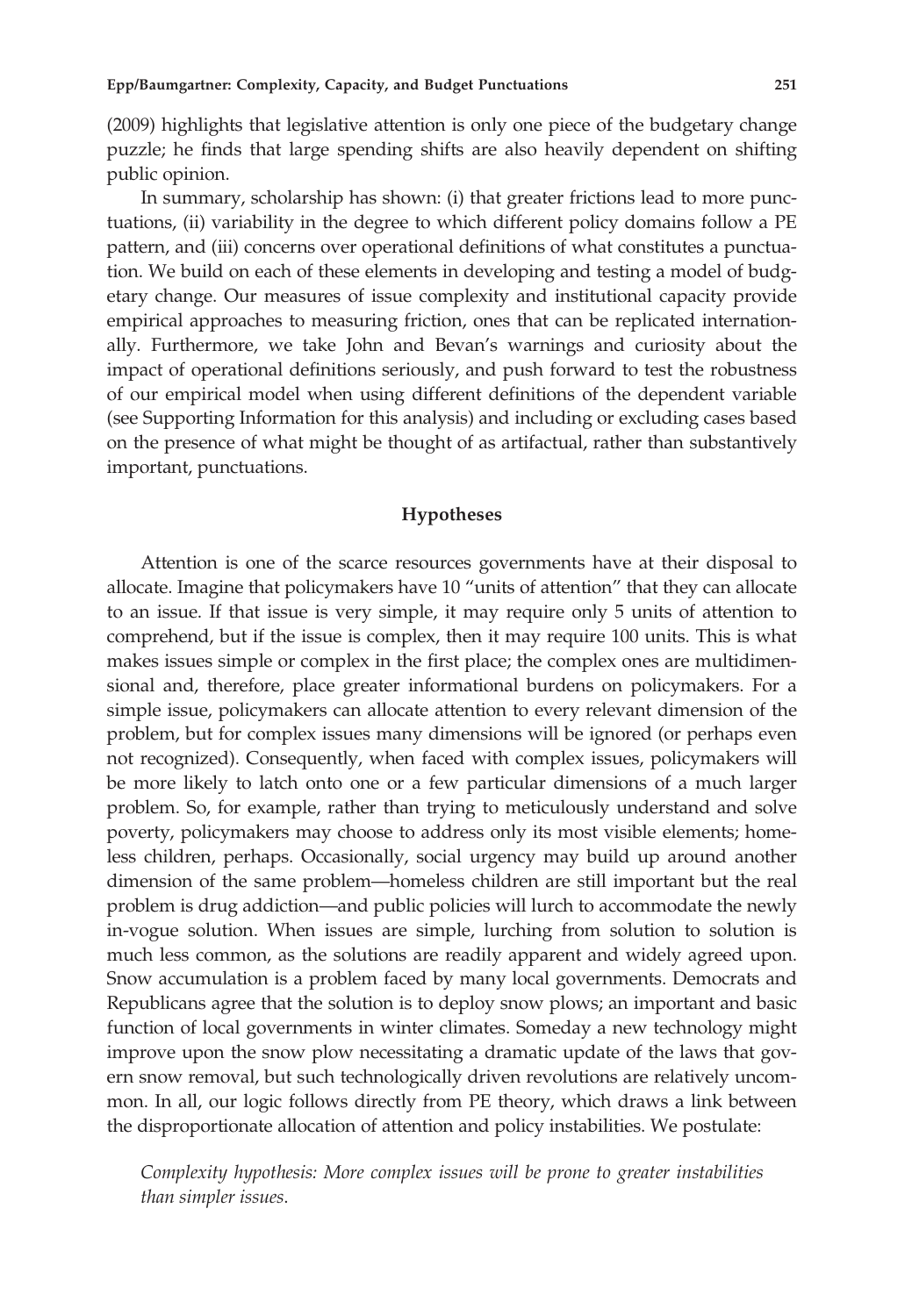(2009) highlights that legislative attention is only one piece of the budgetary change puzzle; he finds that large spending shifts are also heavily dependent on shifting public opinion.

In summary, scholarship has shown: (i) that greater frictions lead to more punctuations, (ii) variability in the degree to which different policy domains follow a PE pattern, and (iii) concerns over operational definitions of what constitutes a punctuation. We build on each of these elements in developing and testing a model of budgetary change. Our measures of issue complexity and institutional capacity provide empirical approaches to measuring friction, ones that can be replicated internationally. Furthermore, we take John and Bevan's warnings and curiosity about the impact of operational definitions seriously, and push forward to test the robustness of our empirical model when using different definitions of the dependent variable (see Supporting Information for this analysis) and including or excluding cases based on the presence of what might be thought of as artifactual, rather than substantively important, punctuations.

## Hypotheses

Attention is one of the scarce resources governments have at their disposal to allocate. Imagine that policymakers have 10 "units of attention" that they can allocate to an issue. If that issue is very simple, it may require only 5 units of attention to comprehend, but if the issue is complex, then it may require 100 units. This is what makes issues simple or complex in the first place; the complex ones are multidimensional and, therefore, place greater informational burdens on policymakers. For a simple issue, policymakers can allocate attention to every relevant dimension of the problem, but for complex issues many dimensions will be ignored (or perhaps even not recognized). Consequently, when faced with complex issues, policymakers will be more likely to latch onto one or a few particular dimensions of a much larger problem. So, for example, rather than trying to meticulously understand and solve poverty, policymakers may choose to address only its most visible elements; homeless children, perhaps. Occasionally, social urgency may build up around another dimension of the same problem—homeless children are still important but the real problem is drug addiction—and public policies will lurch to accommodate the newly in-vogue solution. When issues are simple, lurching from solution to solution is much less common, as the solutions are readily apparent and widely agreed upon. Snow accumulation is a problem faced by many local governments. Democrats and Republicans agree that the solution is to deploy snow plows; an important and basic function of local governments in winter climates. Someday a new technology might improve upon the snow plow necessitating a dramatic update of the laws that govern snow removal, but such technologically driven revolutions are relatively uncommon. In all, our logic follows directly from PE theory, which draws a link between the disproportionate allocation of attention and policy instabilities. We postulate:

*Complexity hypothesis: More complex issues will be prone to greater instabilities than simpler issues.*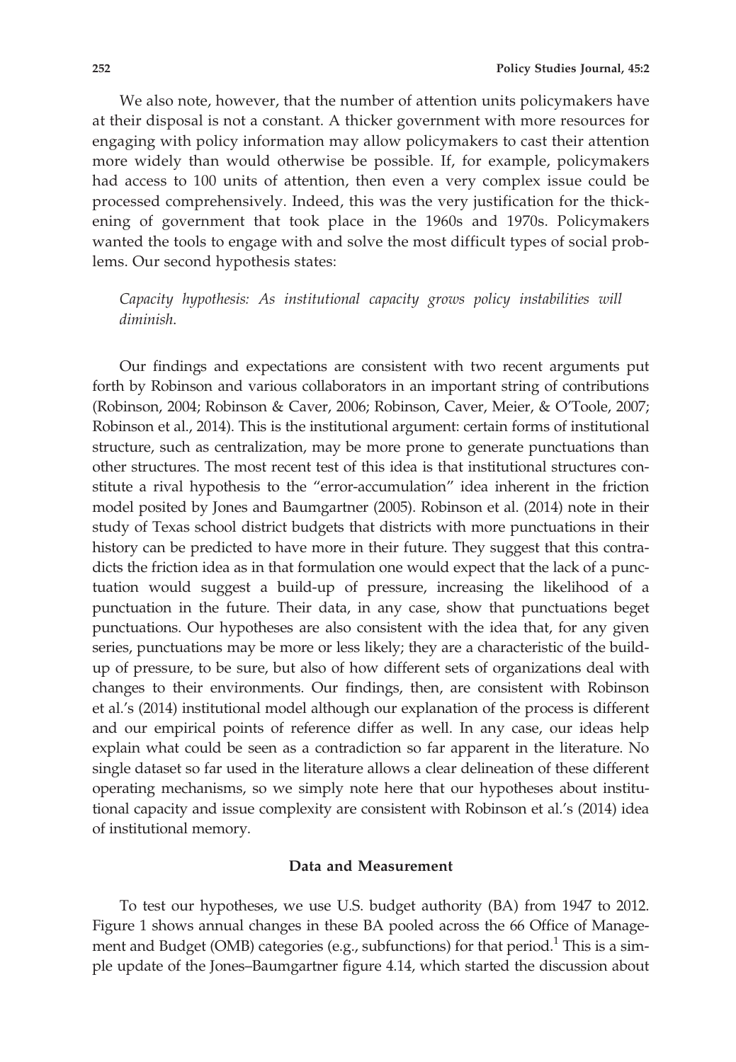We also note, however, that the number of attention units policymakers have at their disposal is not a constant. A thicker government with more resources for engaging with policy information may allow policymakers to cast their attention more widely than would otherwise be possible. If, for example, policymakers had access to 100 units of attention, then even a very complex issue could be processed comprehensively. Indeed, this was the very justification for the thickening of government that took place in the 1960s and 1970s. Policymakers wanted the tools to engage with and solve the most difficult types of social problems. Our second hypothesis states:

> *Capacity hypothesis: As institutional capacity grows policy instabilities will diminish.*

Our findings and expectations are consistent with two recent arguments put forth by Robinson and various collaborators in an important string of contributions (Robinson, 2004; Robinson & Caver, 2006; Robinson, Caver, Meier, & O'Toole, 2007; Robinson et al., 2014). This is the institutional argument: certain forms of institutional structure, such as centralization, may be more prone to generate punctuations than other structures. The most recent test of this idea is that institutional structures constitute a rival hypothesis to the "error-accumulation" idea inherent in the friction model posited by Jones and Baumgartner (2005). Robinson et al. (2014) note in their study of Texas school district budgets that districts with more punctuations in their history can be predicted to have more in their future. They suggest that this contradicts the friction idea as in that formulation one would expect that the lack of a punctuation would suggest a build-up of pressure, increasing the likelihood of a punctuation in the future. Their data, in any case, show that punctuations beget punctuations. Our hypotheses are also consistent with the idea that, for any given series, punctuations may be more or less likely; they are a characteristic of the build-up of pressure, to be sure, but also of how different sets of organizations deal with changes to their environments. Our findings, then, are consistent with Robinson et al.'s (2014) institutional model although our explanation of the process is different and our empirical points of reference differ as well. In any case, our ideas help explain what could be seen as a contradiction so far apparent in the literature. No single dataset so far used in the literature allows a clear delineation of these different operating mechanisms, so we simply note here that our hypotheses about institutional capacity and issue complexity are consistent with Robinson et al.'s (2014) idea of institutional memory.

## Data and Measurement

To test our hypotheses, we use U.S. budget authority (BA) from 1947 to 2012. Figure 1 shows annual changes in these BA pooled across the 66 Office of Management and Budget (OMB) categories (e.g., subfunctions) for that period.[1] This is a simple update of the Jones–Baumgartner figure 4.14, which started the discussion about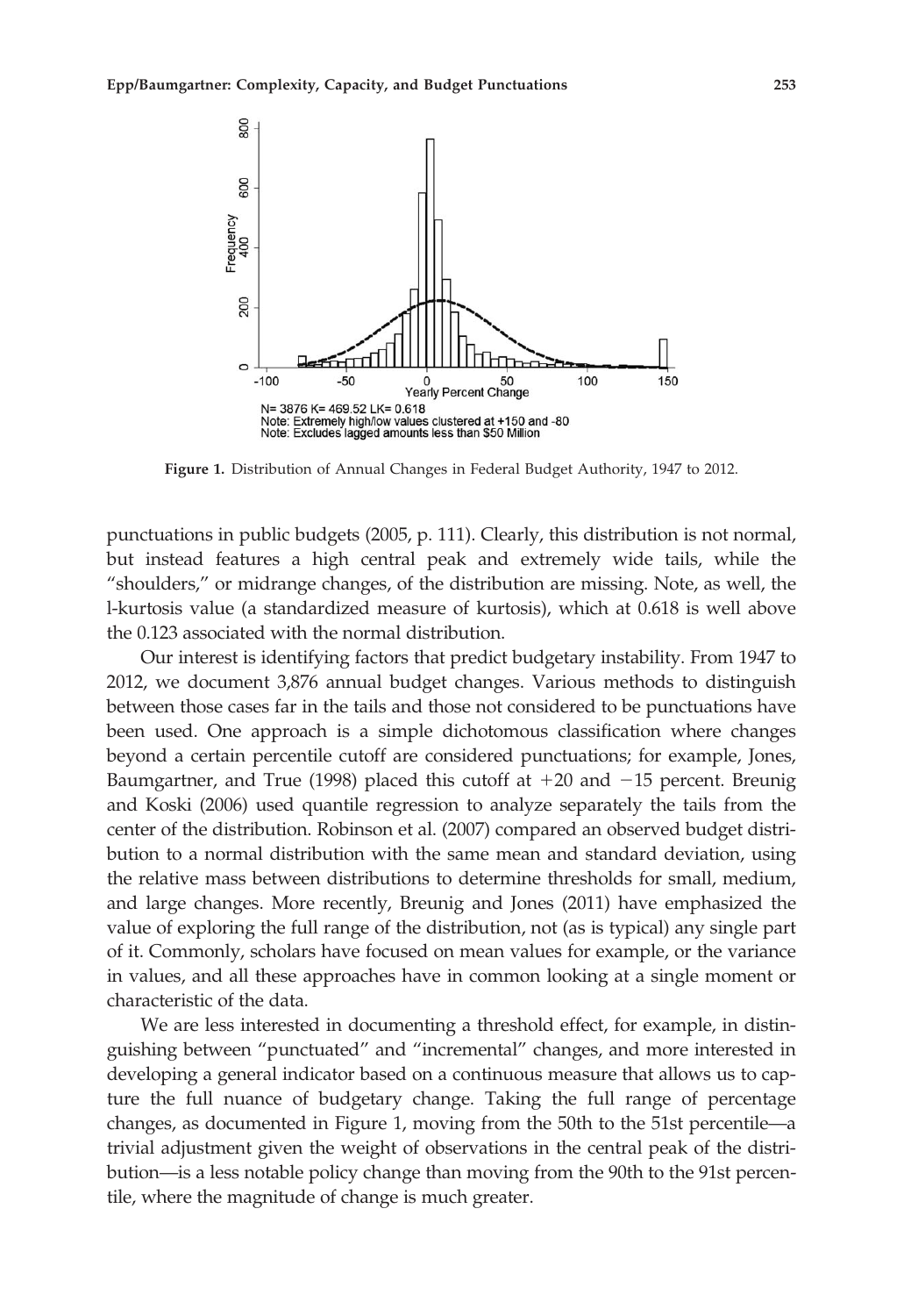N= 3876 K= 469.52 LK= 0.618
Note: Extremely high/low values clustered at +150 and -80
Note: Excludes lagged amounts less than $50 Million

**Figure 1.** Distribution of Annual Changes in Federal Budget Authority, 1947 to 2012.

punctuations in public budgets (2005, p. 111). Clearly, this distribution is not normal, but instead features a high central peak and extremely wide tails, while the "shoulders," or midrange changes, of the distribution are missing. Note, as well, the l-kurtosis value (a standardized measure of kurtosis), which at 0.618 is well above the 0.123 associated with the normal distribution.

Our interest is identifying factors that predict budgetary instability. From 1947 to 2012, we document 3,876 annual budget changes. Various methods to distinguish between those cases far in the tails and those not considered to be punctuations have been used. One approach is a simple dichotomous classification where changes beyond a certain percentile cutoff are considered punctuations; for example, Jones, Baumgartner, and True (1998) placed this cutoff at +20 and −15 percent. Breunig and Koski (2006) used quantile regression to analyze separately the tails from the center of the distribution. Robinson et al. (2007) compared an observed budget distribution to a normal distribution with the same mean and standard deviation, using the relative mass between distributions to determine thresholds for small, medium, and large changes. More recently, Breunig and Jones (2011) have emphasized the value of exploring the full range of the distribution, not (as is typical) any single part of it. Commonly, scholars have focused on mean values for example, or the variance in values, and all these approaches have in common looking at a single moment or characteristic of the data.

We are less interested in documenting a threshold effect, for example, in distinguishing between "punctuated" and "incremental" changes, and more interested in developing a general indicator based on a continuous measure that allows us to capture the full nuance of budgetary change. Taking the full range of percentage changes, as documented in Figure 1, moving from the 50th to the 51st percentile—a trivial adjustment given the weight of observations in the central peak of the distribution—is a less notable policy change than moving from the 90th to the 91st percentile, where the magnitude of change is much greater.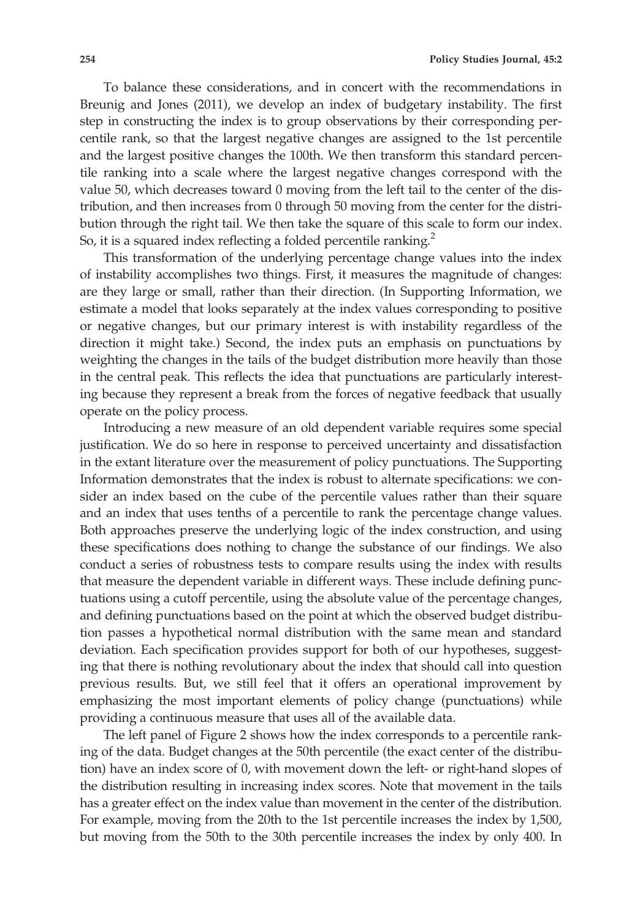To balance these considerations, and in concert with the recommendations in Breunig and Jones (2011), we develop an index of budgetary instability. The first step in constructing the index is to group observations by their corresponding percentile rank, so that the largest negative changes are assigned to the 1st percentile and the largest positive changes the 100th. We then transform this standard percentile ranking into a scale where the largest negative changes correspond with the value 50, which decreases toward 0 moving from the left tail to the center of the distribution, and then increases from 0 through 50 moving from the center for the distribution through the right tail. We then take the square of this scale to form our index. So, it is a squared index reflecting a folded percentile ranking.[2]

This transformation of the underlying percentage change values into the index of instability accomplishes two things. First, it measures the magnitude of changes: are they large or small, rather than their direction. (In Supporting Information, we estimate a model that looks separately at the index values corresponding to positive or negative changes, but our primary interest is with instability regardless of the direction it might take.) Second, the index puts an emphasis on punctuations by weighting the changes in the tails of the budget distribution more heavily than those in the central peak. This reflects the idea that punctuations are particularly interesting because they represent a break from the forces of negative feedback that usually operate on the policy process.

Introducing a new measure of an old dependent variable requires some special justification. We do so here in response to perceived uncertainty and dissatisfaction in the extant literature over the measurement of policy punctuations. The Supporting Information demonstrates that the index is robust to alternate specifications: we consider an index based on the cube of the percentile values rather than their square and an index that uses tenths of a percentile to rank the percentage change values. Both approaches preserve the underlying logic of the index construction, and using these specifications does nothing to change the substance of our findings. We also conduct a series of robustness tests to compare results using the index with results that measure the dependent variable in different ways. These include defining punctuations using a cutoff percentile, using the absolute value of the percentage changes, and defining punctuations based on the point at which the observed budget distribution passes a hypothetical normal distribution with the same mean and standard deviation. Each specification provides support for both of our hypotheses, suggesting that there is nothing revolutionary about the index that should call into question previous results. But, we still feel that it offers an operational improvement by emphasizing the most important elements of policy change (punctuations) while providing a continuous measure that uses all of the available data.

The left panel of Figure 2 shows how the index corresponds to a percentile ranking of the data. Budget changes at the 50th percentile (the exact center of the distribution) have an index score of 0, with movement down the left- or right-hand slopes of the distribution resulting in increasing index scores. Note that movement in the tails has a greater effect on the index value than movement in the center of the distribution. For example, moving from the 20th to the 1st percentile increases the index by 1,500, but moving from the 50th to the 30th percentile increases the index by only 400. In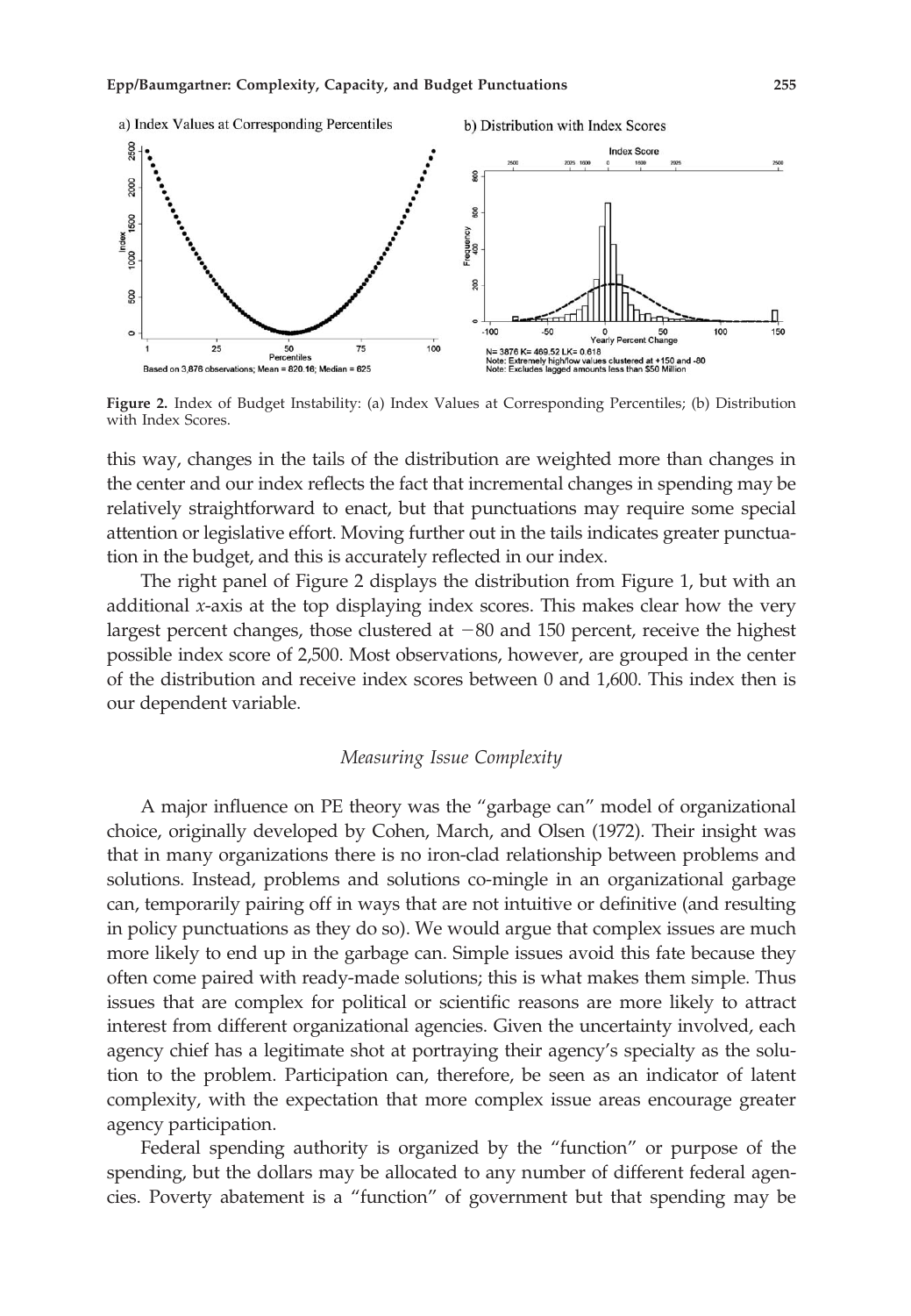a) Index Values at Corresponding Percentiles

b) Distribution with Index Scores

Based on 3,876 observations; Mean = 820.16; Median = 625

N= 3876 K= 469.52 LK= 0.618
Note: Extremely high/low values clustered at +150 and -80
Note: Excludes lagged amounts less than $50 Million

**Figure 2.** Index of Budget Instability: (a) Index Values at Corresponding Percentiles; (b) Distribution with Index Scores.

this way, changes in the tails of the distribution are weighted more than changes in the center and our index reflects the fact that incremental changes in spending may be relatively straightforward to enact, but that punctuations may require some special attention or legislative effort. Moving further out in the tails indicates greater punctuation in the budget, and this is accurately reflected in our index.

The right panel of Figure 2 displays the distribution from Figure 1, but with an additional *x*-axis at the top displaying index scores. This makes clear how the very largest percent changes, those clustered at −80 and 150 percent, receive the highest possible index score of 2,500. Most observations, however, are grouped in the center of the distribution and receive index scores between 0 and 1,600. This index then is our dependent variable.

### *Measuring Issue Complexity*

A major influence on PE theory was the "garbage can" model of organizational choice, originally developed by Cohen, March, and Olsen (1972). Their insight was that in many organizations there is no iron-clad relationship between problems and solutions. Instead, problems and solutions co-mingle in an organizational garbage can, temporarily pairing off in ways that are not intuitive or definitive (and resulting in policy punctuations as they do so). We would argue that complex issues are much more likely to end up in the garbage can. Simple issues avoid this fate because they often come paired with ready-made solutions; this is what makes them simple. Thus issues that are complex for political or scientific reasons are more likely to attract interest from different organizational agencies. Given the uncertainty involved, each agency chief has a legitimate shot at portraying their agency's specialty as the solution to the problem. Participation can, therefore, be seen as an indicator of latent complexity, with the expectation that more complex issue areas encourage greater agency participation.

Federal spending authority is organized by the "function" or purpose of the spending, but the dollars may be allocated to any number of different federal agencies. Poverty abatement is a "function" of government but that spending may be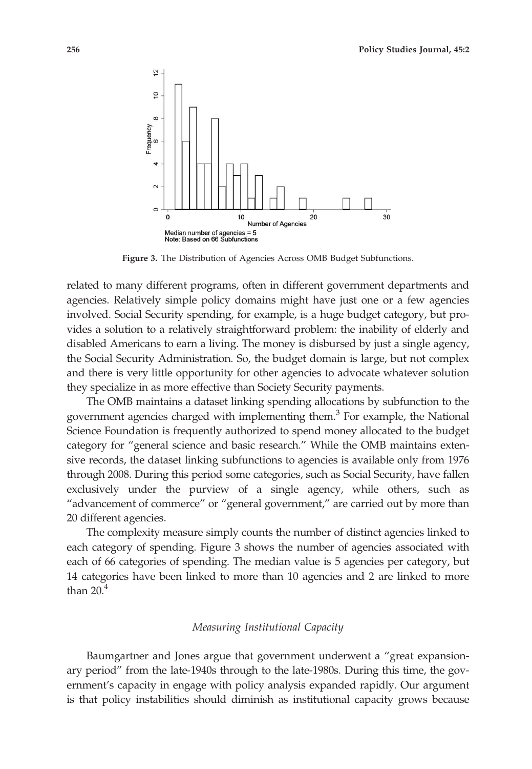Median number of agencies = 5
Note: Based on 66 Subfunctions

**Figure 3.** The Distribution of Agencies Across OMB Budget Subfunctions.

related to many different programs, often in different government departments and agencies. Relatively simple policy domains might have just one or a few agencies involved. Social Security spending, for example, is a huge budget category, but provides a solution to a relatively straightforward problem: the inability of elderly and disabled Americans to earn a living. The money is disbursed by just a single agency, the Social Security Administration. So, the budget domain is large, but not complex and there is very little opportunity for other agencies to advocate whatever solution they specialize in as more effective than Society Security payments.

The OMB maintains a dataset linking spending allocations by subfunction to the government agencies charged with implementing them.[3] For example, the National Science Foundation is frequently authorized to spend money allocated to the budget category for "general science and basic research." While the OMB maintains extensive records, the dataset linking subfunctions to agencies is available only from 1976 through 2008. During this period some categories, such as Social Security, have fallen exclusively under the purview of a single agency, while others, such as "advancement of commerce" or "general government," are carried out by more than 20 different agencies.

The complexity measure simply counts the number of distinct agencies linked to each category of spending. Figure 3 shows the number of agencies associated with each of 66 categories of spending. The median value is 5 agencies per category, but 14 categories have been linked to more than 10 agencies and 2 are linked to more than 20.[4]

### *Measuring Institutional Capacity*

Baumgartner and Jones argue that government underwent a "great expansionary period" from the late-1940s through to the late-1980s. During this time, the government's capacity in engage with policy analysis expanded rapidly. Our argument is that policy instabilities should diminish as institutional capacity grows because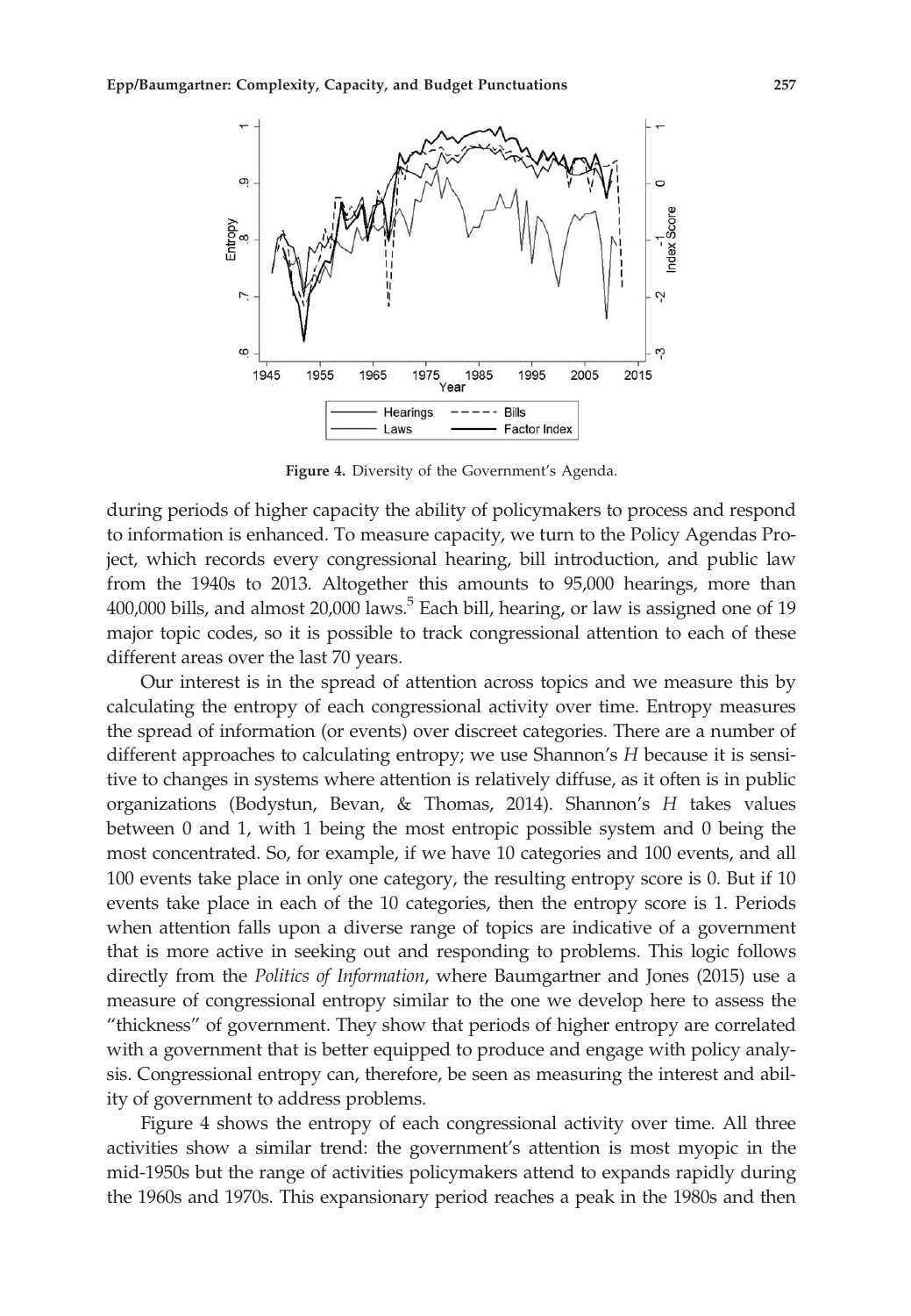Figure 4. Diversity of the Government's Agenda.

during periods of higher capacity the ability of policymakers to process and respond to information is enhanced. To measure capacity, we turn to the Policy Agendas Project, which records every congressional hearing, bill introduction, and public law from the 1940s to 2013. Altogether this amounts to 95,000 hearings, more than 400,000 bills, and almost 20,000 laws.[5] Each bill, hearing, or law is assigned one of 19 major topic codes, so it is possible to track congressional attention to each of these different areas over the last 70 years.

Our interest is in the spread of attention across topics and we measure this by calculating the entropy of each congressional activity over time. Entropy measures the spread of information (or events) over discreet categories. There are a number of different approaches to calculating entropy; we use Shannon's $H$ because it is sensitive to changes in systems where attention is relatively diffuse, as it often is in public organizations (Bodystun, Bevan, & Thomas, 2014). Shannon's $H$ takes values between 0 and 1, with 1 being the most entropic possible system and 0 being the most concentrated. So, for example, if we have 10 categories and 100 events, and all 100 events take place in only one category, the resulting entropy score is 0. But if 10 events take place in each of the 10 categories, then the entropy score is 1. Periods when attention falls upon a diverse range of topics are indicative of a government that is more active in seeking out and responding to problems. This logic follows directly from the *Politics of Information*, where Baumgartner and Jones (2015) use a measure of congressional entropy similar to the one we develop here to assess the "thickness" of government. They show that periods of higher entropy are correlated with a government that is better equipped to produce and engage with policy analysis. Congressional entropy can, therefore, be seen as measuring the interest and ability of government to address problems.

Figure 4 shows the entropy of each congressional activity over time. All three activities show a similar trend: the government's attention is most myopic in the mid-1950s but the range of activities policymakers attend to expands rapidly during the 1960s and 1970s. This expansionary period reaches a peak in the 1980s and then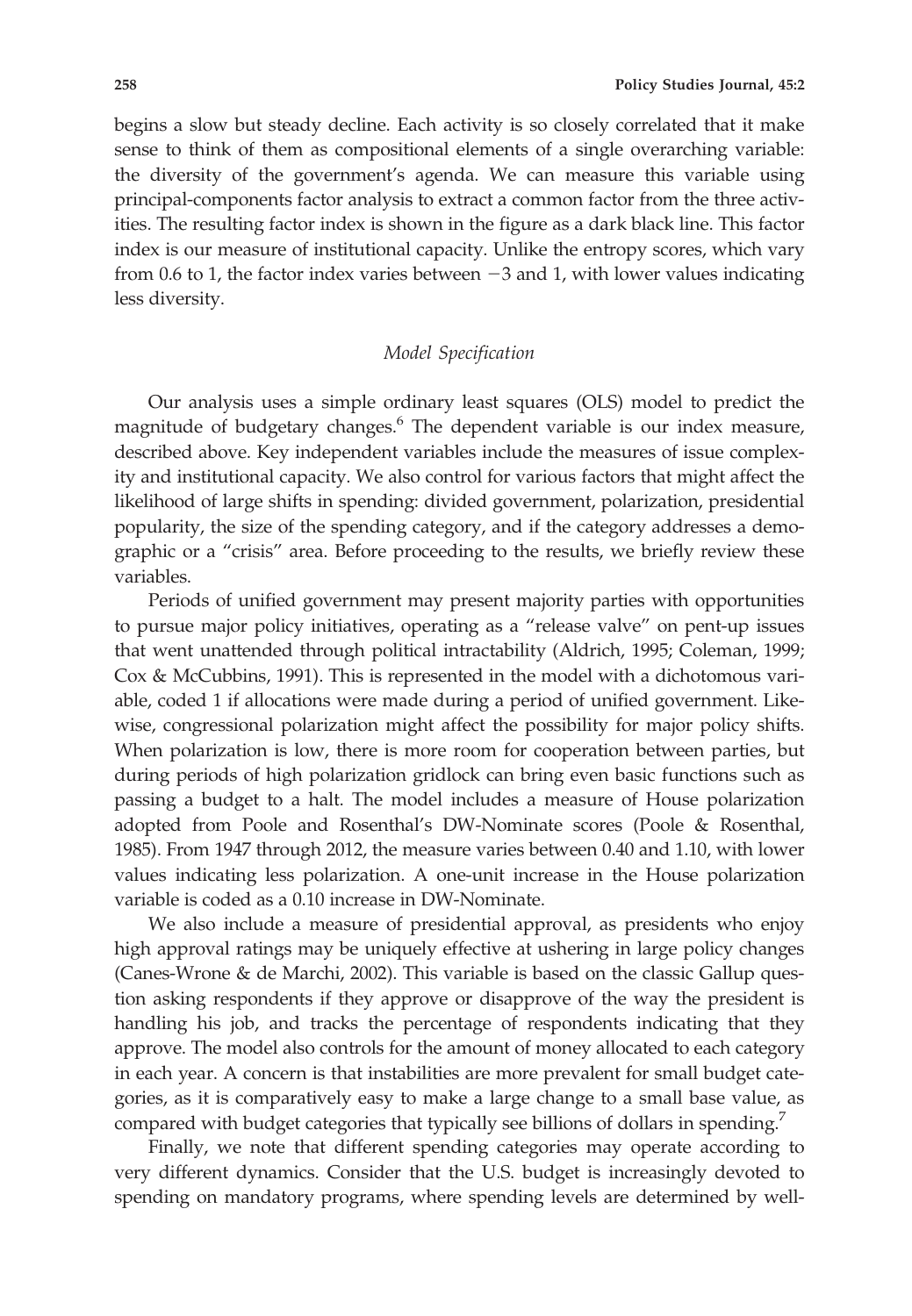begins a slow but steady decline. Each activity is so closely correlated that it make sense to think of them as compositional elements of a single overarching variable: the diversity of the government's agenda. We can measure this variable using principal-components factor analysis to extract a common factor from the three activities. The resulting factor index is shown in the figure as a dark black line. This factor index is our measure of institutional capacity. Unlike the entropy scores, which vary from 0.6 to 1, the factor index varies between −3 and 1, with lower values indicating less diversity.

### *Model Specification*

Our analysis uses a simple ordinary least squares (OLS) model to predict the magnitude of budgetary changes.[6] The dependent variable is our index measure, described above. Key independent variables include the measures of issue complexity and institutional capacity. We also control for various factors that might affect the likelihood of large shifts in spending: divided government, polarization, presidential popularity, the size of the spending category, and if the category addresses a demographic or a "crisis" area. Before proceeding to the results, we briefly review these variables.

Periods of unified government may present majority parties with opportunities to pursue major policy initiatives, operating as a "release valve" on pent-up issues that went unattended through political intractability (Aldrich, 1995; Coleman, 1999; Cox & McCubbins, 1991). This is represented in the model with a dichotomous variable, coded 1 if allocations were made during a period of unified government. Likewise, congressional polarization might affect the possibility for major policy shifts. When polarization is low, there is more room for cooperation between parties, but during periods of high polarization gridlock can bring even basic functions such as passing a budget to a halt. The model includes a measure of House polarization adopted from Poole and Rosenthal's DW-Nominate scores (Poole & Rosenthal, 1985). From 1947 through 2012, the measure varies between 0.40 and 1.10, with lower values indicating less polarization. A one-unit increase in the House polarization variable is coded as a 0.10 increase in DW-Nominate.

We also include a measure of presidential approval, as presidents who enjoy high approval ratings may be uniquely effective at ushering in large policy changes (Canes-Wrone & de Marchi, 2002). This variable is based on the classic Gallup question asking respondents if they approve or disapprove of the way the president is handling his job, and tracks the percentage of respondents indicating that they approve. The model also controls for the amount of money allocated to each category in each year. A concern is that instabilities are more prevalent for small budget categories, as it is comparatively easy to make a large change to a small base value, as compared with budget categories that typically see billions of dollars in spending.[7]

Finally, we note that different spending categories may operate according to very different dynamics. Consider that the U.S. budget is increasingly devoted to spending on mandatory programs, where spending levels are determined by well-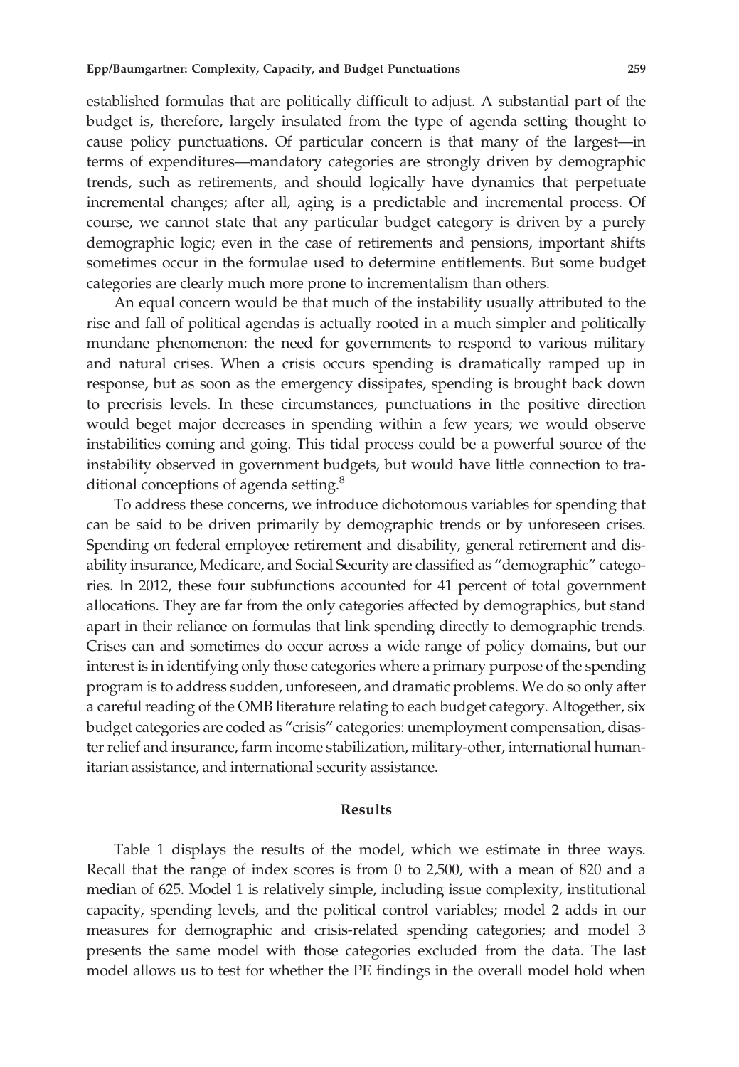established formulas that are politically difficult to adjust. A substantial part of the budget is, therefore, largely insulated from the type of agenda setting thought to cause policy punctuations. Of particular concern is that many of the largest—in terms of expenditures—mandatory categories are strongly driven by demographic trends, such as retirements, and should logically have dynamics that perpetuate incremental changes; after all, aging is a predictable and incremental process. Of course, we cannot state that any particular budget category is driven by a purely demographic logic; even in the case of retirements and pensions, important shifts sometimes occur in the formulae used to determine entitlements. But some budget categories are clearly much more prone to incrementalism than others.

An equal concern would be that much of the instability usually attributed to the rise and fall of political agendas is actually rooted in a much simpler and politically mundane phenomenon: the need for governments to respond to various military and natural crises. When a crisis occurs spending is dramatically ramped up in response, but as soon as the emergency dissipates, spending is brought back down to precrisis levels. In these circumstances, punctuations in the positive direction would beget major decreases in spending within a few years; we would observe instabilities coming and going. This tidal process could be a powerful source of the instability observed in government budgets, but would have little connection to traditional conceptions of agenda setting.[8]

To address these concerns, we introduce dichotomous variables for spending that can be said to be driven primarily by demographic trends or by unforeseen crises. Spending on federal employee retirement and disability, general retirement and disability insurance, Medicare, and Social Security are classified as "demographic" categories. In 2012, these four subfunctions accounted for 41 percent of total government allocations. They are far from the only categories affected by demographics, but stand apart in their reliance on formulas that link spending directly to demographic trends. Crises can and sometimes do occur across a wide range of policy domains, but our interest is in identifying only those categories where a primary purpose of the spending program is to address sudden, unforeseen, and dramatic problems. We do so only after a careful reading of the OMB literature relating to each budget category. Altogether, six budget categories are coded as "crisis" categories: unemployment compensation, disaster relief and insurance, farm income stabilization, military-other, international humanitarian assistance, and international security assistance.

## Results

Table 1 displays the results of the model, which we estimate in three ways. Recall that the range of index scores is from 0 to 2,500, with a mean of 820 and a median of 625. Model 1 is relatively simple, including issue complexity, institutional capacity, spending levels, and the political control variables; model 2 adds in our measures for demographic and crisis-related spending categories; and model 3 presents the same model with those categories excluded from the data. The last model allows us to test for whether the PE findings in the overall model hold when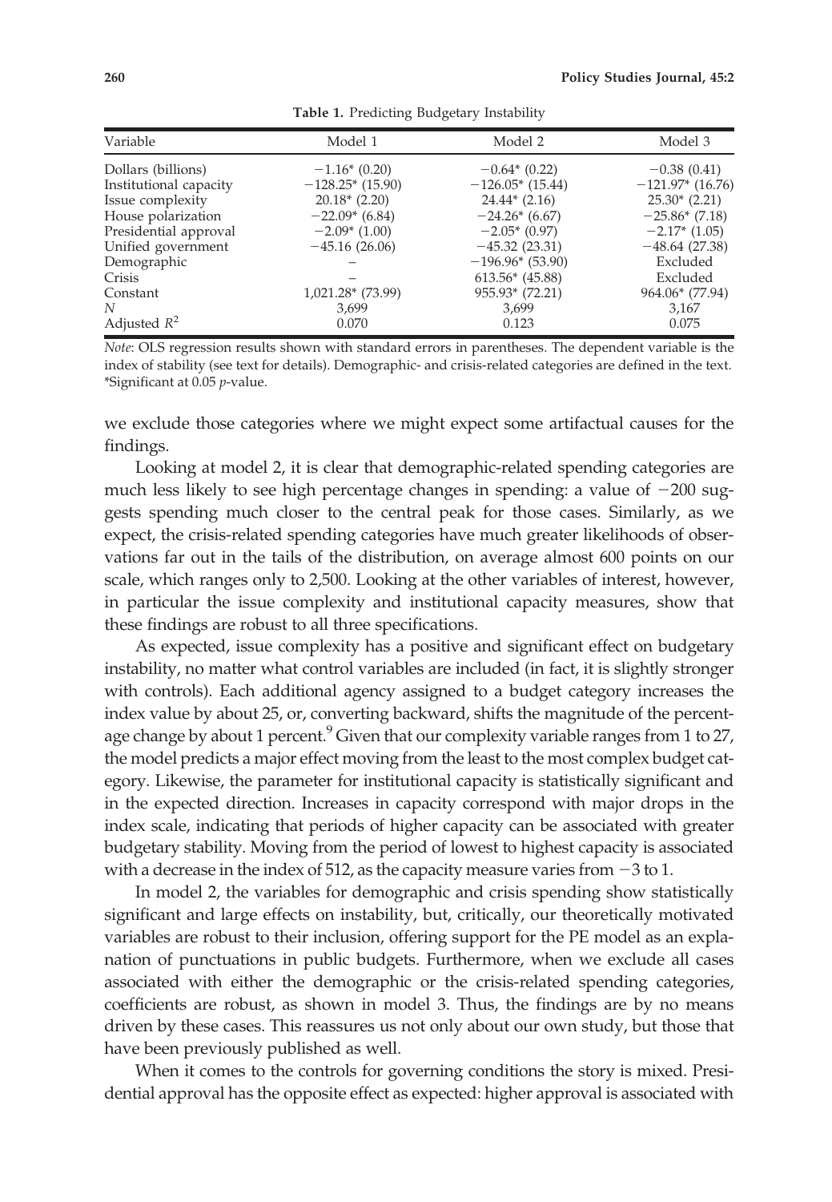**Table 1.** Predicting Budgetary Instability

| Variable | Model 1 | Model 2 | Model 3 |
|---|---|---|---|
| Dollars (billions) | −1.16* (0.20) | −0.64* (0.22) | −0.38 (0.41) |
| Institutional capacity | −128.25* (15.90) | −126.05* (15.44) | −121.97* (16.76) |
| Issue complexity | 20.18* (2.20) | 24.44* (2.16) | 25.30* (2.21) |
| House polarization | −22.09* (6.84) | −24.26* (6.67) | −25.86* (7.18) |
| Presidential approval | −2.09* (1.00) | −2.05* (0.97) | −2.17* (1.05) |
| Unified government | −45.16 (26.06) | −45.32 (23.31) | −48.64 (27.38) |
| Demographic | – | −196.96* (53.90) | Excluded |
| Crisis | – | 613.56* (45.88) | Excluded |
| Constant | 1,021.28* (73.99) | 955.93* (72.21) | 964.06* (77.94) |
| $N$ | 3,699 | 3,699 | 3,167 |
| Adjusted $R^2$ | 0.070 | 0.123 | 0.075 |

*Note*: OLS regression results shown with standard errors in parentheses. The dependent variable is the index of stability (see text for details). Demographic- and crisis-related categories are defined in the text. *Significant at 0.05 $p$-value.

we exclude those categories where we might expect some artifactual causes for the findings.

Looking at model 2, it is clear that demographic-related spending categories are much less likely to see high percentage changes in spending: a value of −200 suggests spending much closer to the central peak for those cases. Similarly, as we expect, the crisis-related spending categories have much greater likelihoods of observations far out in the tails of the distribution, on average almost 600 points on our scale, which ranges only to 2,500. Looking at the other variables of interest, however, in particular the issue complexity and institutional capacity measures, show that these findings are robust to all three specifications.

As expected, issue complexity has a positive and significant effect on budgetary instability, no matter what control variables are included (in fact, it is slightly stronger with controls). Each additional agency assigned to a budget category increases the index value by about 25, or, converting backward, shifts the magnitude of the percentage change by about 1 percent.[9] Given that our complexity variable ranges from 1 to 27, the model predicts a major effect moving from the least to the most complex budget category. Likewise, the parameter for institutional capacity is statistically significant and in the expected direction. Increases in capacity correspond with major drops in the index scale, indicating that periods of higher capacity can be associated with greater budgetary stability. Moving from the period of lowest to highest capacity is associated with a decrease in the index of 512, as the capacity measure varies from −3 to 1.

In model 2, the variables for demographic and crisis spending show statistically significant and large effects on instability, but, critically, our theoretically motivated variables are robust to their inclusion, offering support for the PE model as an explanation of punctuations in public budgets. Furthermore, when we exclude all cases associated with either the demographic or the crisis-related spending categories, coefficients are robust, as shown in model 3. Thus, the findings are by no means driven by these cases. This reassures us not only about our own study, but those that have been previously published as well.

When it comes to the controls for governing conditions the story is mixed. Presidential approval has the opposite effect as expected: higher approval is associated with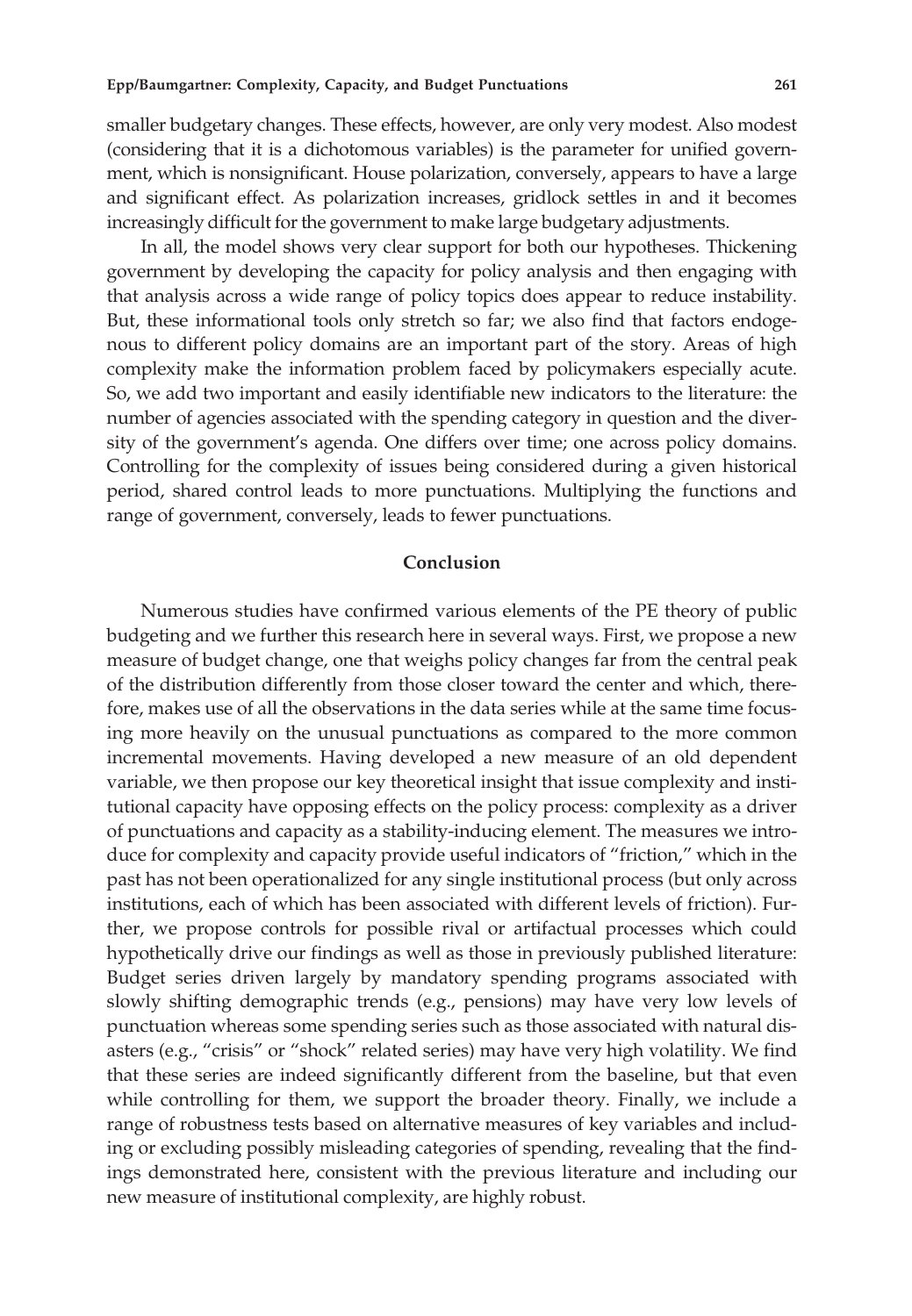smaller budgetary changes. These effects, however, are only very modest. Also modest (considering that it is a dichotomous variables) is the parameter for unified government, which is nonsignificant. House polarization, conversely, appears to have a large and significant effect. As polarization increases, gridlock settles in and it becomes increasingly difficult for the government to make large budgetary adjustments.

In all, the model shows very clear support for both our hypotheses. Thickening government by developing the capacity for policy analysis and then engaging with that analysis across a wide range of policy topics does appear to reduce instability. But, these informational tools only stretch so far; we also find that factors endogenous to different policy domains are an important part of the story. Areas of high complexity make the information problem faced by policymakers especially acute. So, we add two important and easily identifiable new indicators to the literature: the number of agencies associated with the spending category in question and the diversity of the government's agenda. One differs over time; one across policy domains. Controlling for the complexity of issues being considered during a given historical period, shared control leads to more punctuations. Multiplying the functions and range of government, conversely, leads to fewer punctuations.

## Conclusion

Numerous studies have confirmed various elements of the PE theory of public budgeting and we further this research here in several ways. First, we propose a new measure of budget change, one that weighs policy changes far from the central peak of the distribution differently from those closer toward the center and which, therefore, makes use of all the observations in the data series while at the same time focusing more heavily on the unusual punctuations as compared to the more common incremental movements. Having developed a new measure of an old dependent variable, we then propose our key theoretical insight that issue complexity and institutional capacity have opposing effects on the policy process: complexity as a driver of punctuations and capacity as a stability-inducing element. The measures we introduce for complexity and capacity provide useful indicators of "friction," which in the past has not been operationalized for any single institutional process (but only across institutions, each of which has been associated with different levels of friction). Further, we propose controls for possible rival or artifactual processes which could hypothetically drive our findings as well as those in previously published literature: Budget series driven largely by mandatory spending programs associated with slowly shifting demographic trends (e.g., pensions) may have very low levels of punctuation whereas some spending series such as those associated with natural disasters (e.g., "crisis" or "shock" related series) may have very high volatility. We find that these series are indeed significantly different from the baseline, but that even while controlling for them, we support the broader theory. Finally, we include a range of robustness tests based on alternative measures of key variables and including or excluding possibly misleading categories of spending, revealing that the findings demonstrated here, consistent with the previous literature and including our new measure of institutional complexity, are highly robust.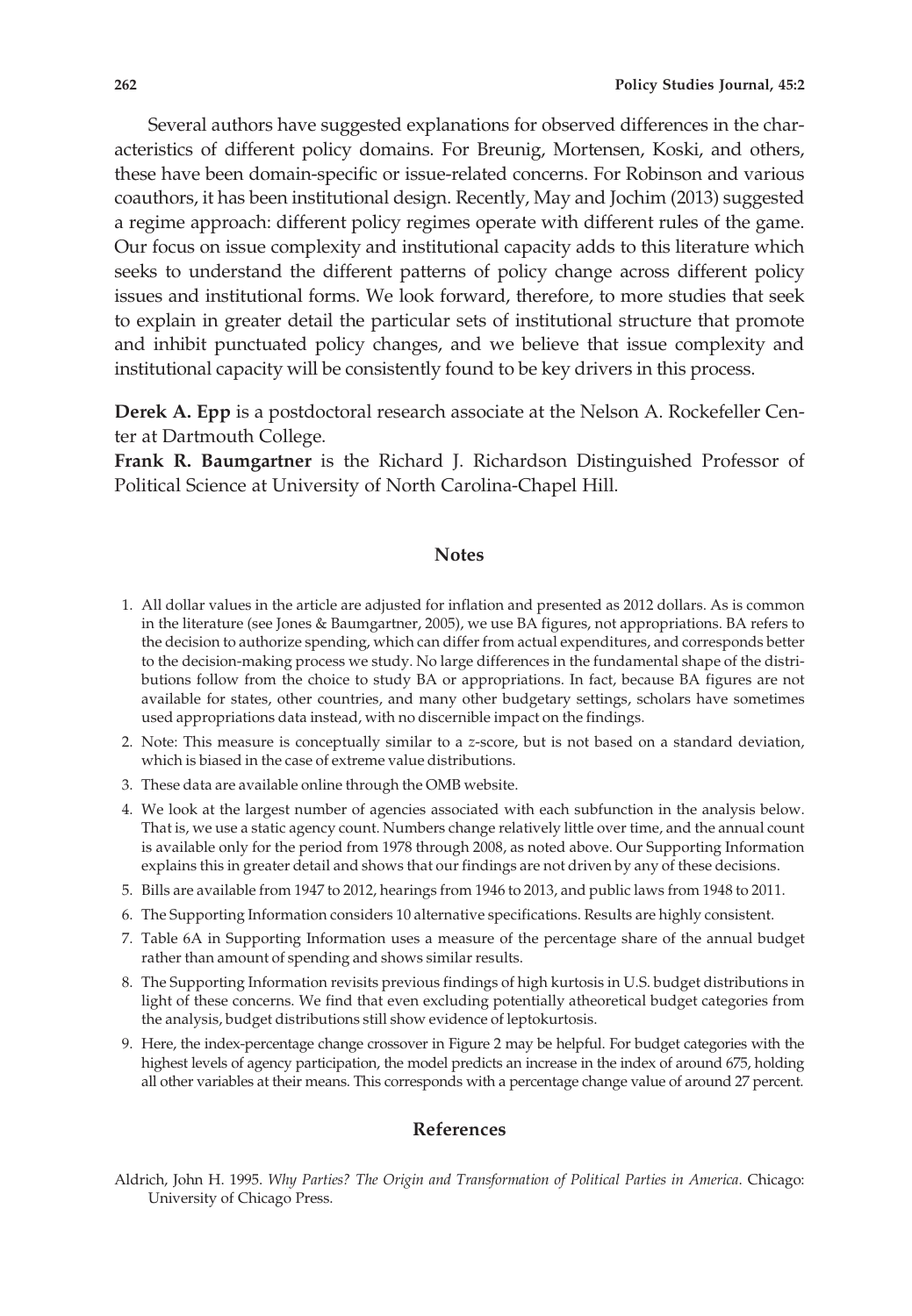Several authors have suggested explanations for observed differences in the characteristics of different policy domains. For Breunig, Mortensen, Koski, and others, these have been domain-specific or issue-related concerns. For Robinson and various coauthors, it has been institutional design. Recently, May and Jochim (2013) suggested a regime approach: different policy regimes operate with different rules of the game. Our focus on issue complexity and institutional capacity adds to this literature which seeks to understand the different patterns of policy change across different policy issues and institutional forms. We look forward, therefore, to more studies that seek to explain in greater detail the particular sets of institutional structure that promote and inhibit punctuated policy changes, and we believe that issue complexity and institutional capacity will be consistently found to be key drivers in this process.

**Derek A. Epp** is a postdoctoral research associate at the Nelson A. Rockefeller Center at Dartmouth College.

**Frank R. Baumgartner** is the Richard J. Richardson Distinguished Professor of Political Science at University of North Carolina-Chapel Hill.

## Notes

1. All dollar values in the article are adjusted for inflation and presented as 2012 dollars. As is common in the literature (see Jones & Baumgartner, 2005), we use BA figures, not appropriations. BA refers to the decision to authorize spending, which can differ from actual expenditures, and corresponds better to the decision-making process we study. No large differences in the fundamental shape of the distributions follow from the choice to study BA or appropriations. In fact, because BA figures are not available for states, other countries, and many other budgetary settings, scholars have sometimes used appropriations data instead, with no discernible impact on the findings.
2. Note: This measure is conceptually similar to a $z$-score, but is not based on a standard deviation, which is biased in the case of extreme value distributions.
3. These data are available online through the OMB website.
4. We look at the largest number of agencies associated with each subfunction in the analysis below. That is, we use a static agency count. Numbers change relatively little over time, and the annual count is available only for the period from 1978 through 2008, as noted above. Our Supporting Information explains this in greater detail and shows that our findings are not driven by any of these decisions.
5. Bills are available from 1947 to 2012, hearings from 1946 to 2013, and public laws from 1948 to 2011.
6. The Supporting Information considers 10 alternative specifications. Results are highly consistent.
7. Table 6A in Supporting Information uses a measure of the percentage share of the annual budget rather than amount of spending and shows similar results.
8. The Supporting Information revisits previous findings of high kurtosis in U.S. budget distributions in light of these concerns. We find that even excluding potentially atheoretical budget categories from the analysis, budget distributions still show evidence of leptokurtosis.
9. Here, the index-percentage change crossover in Figure 2 may be helpful. For budget categories with the highest levels of agency participation, the model predicts an increase in the index of around 675, holding all other variables at their means. This corresponds with a percentage change value of around 27 percent.

## References

Aldrich, John H. 1995. *Why Parties? The Origin and Transformation of Political Parties in America*. Chicago: University of Chicago Press.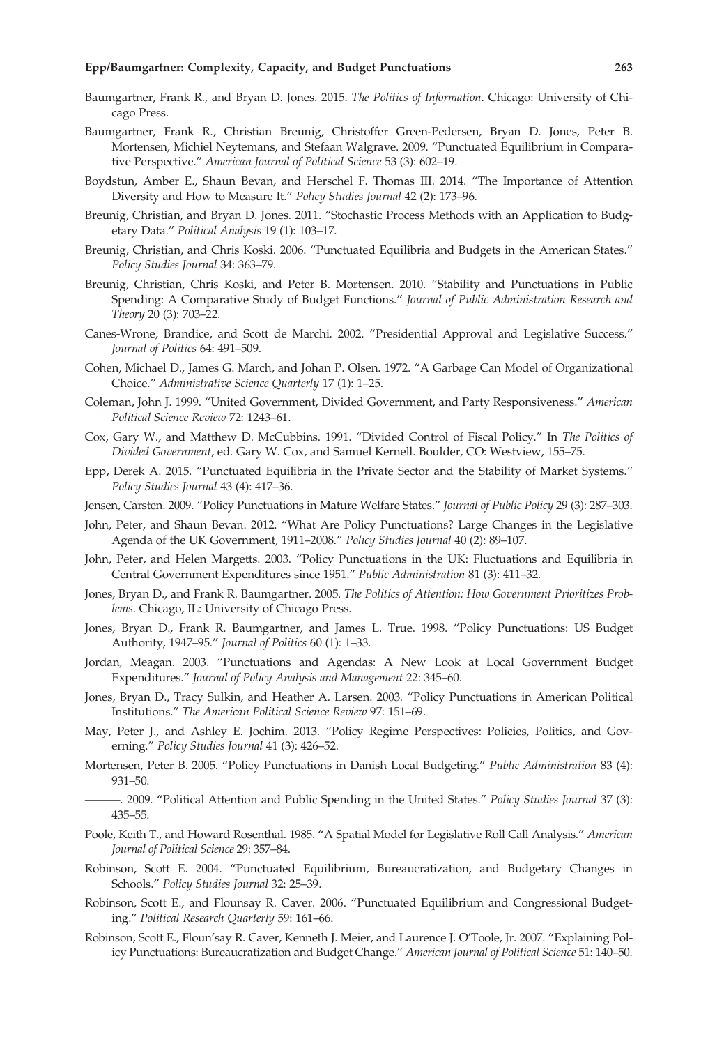Baumgartner, Frank R., and Bryan D. Jones. 2015. *The Politics of Information*. Chicago: University of Chicago Press.

Baumgartner, Frank R., Christian Breunig, Christoffer Green-Pedersen, Bryan D. Jones, Peter B. Mortensen, Michiel Neytemans, and Stefaan Walgrave. 2009. "Punctuated Equilibrium in Comparative Perspective." *American Journal of Political Science* 53 (3): 602–19.

Boydstun, Amber E., Shaun Bevan, and Herschel F. Thomas III. 2014. "The Importance of Attention Diversity and How to Measure It." *Policy Studies Journal* 42 (2): 173–96.

Breunig, Christian, and Bryan D. Jones. 2011. "Stochastic Process Methods with an Application to Budgetary Data." *Political Analysis* 19 (1): 103–17.

Breunig, Christian, and Chris Koski. 2006. "Punctuated Equilibria and Budgets in the American States." *Policy Studies Journal* 34: 363–79.

Breunig, Christian, Chris Koski, and Peter B. Mortensen. 2010. "Stability and Punctuations in Public Spending: A Comparative Study of Budget Functions." *Journal of Public Administration Research and Theory* 20 (3): 703–22.

Canes-Wrone, Brandice, and Scott de Marchi. 2002. "Presidential Approval and Legislative Success." *Journal of Politics* 64: 491–509.

Cohen, Michael D., James G. March, and Johan P. Olsen. 1972. "A Garbage Can Model of Organizational Choice." *Administrative Science Quarterly* 17 (1): 1–25.

Coleman, John J. 1999. "United Government, Divided Government, and Party Responsiveness." *American Political Science Review* 72: 1243–61.

Cox, Gary W., and Matthew D. McCubbins. 1991. "Divided Control of Fiscal Policy." In *The Politics of Divided Government*, ed. Gary W. Cox, and Samuel Kernell. Boulder, CO: Westview, 155–75.

Epp, Derek A. 2015. "Punctuated Equilibria in the Private Sector and the Stability of Market Systems." *Policy Studies Journal* 43 (4): 417–36.

Jensen, Carsten. 2009. "Policy Punctuations in Mature Welfare States." *Journal of Public Policy* 29 (3): 287–303.

John, Peter, and Shaun Bevan. 2012. "What Are Policy Punctuations? Large Changes in the Legislative Agenda of the UK Government, 1911–2008." *Policy Studies Journal* 40 (2): 89–107.

John, Peter, and Helen Margetts. 2003. "Policy Punctuations in the UK: Fluctuations and Equilibria in Central Government Expenditures since 1951." *Public Administration* 81 (3): 411–32.

Jones, Bryan D., and Frank R. Baumgartner. 2005. *The Politics of Attention: How Government Prioritizes Problems*. Chicago, IL: University of Chicago Press.

Jones, Bryan D., Frank R. Baumgartner, and James L. True. 1998. "Policy Punctuations: US Budget Authority, 1947–95." *Journal of Politics* 60 (1): 1–33.

Jordan, Meagan. 2003. "Punctuations and Agendas: A New Look at Local Government Budget Expenditures." *Journal of Policy Analysis and Management* 22: 345–60.

Jones, Bryan D., Tracy Sulkin, and Heather A. Larsen. 2003. "Policy Punctuations in American Political Institutions." *The American Political Science Review* 97: 151–69.

May, Peter J., and Ashley E. Jochim. 2013. "Policy Regime Perspectives: Policies, Politics, and Governing." *Policy Studies Journal* 41 (3): 426–52.

Mortensen, Peter B. 2005. "Policy Punctuations in Danish Local Budgeting." *Public Administration* 83 (4): 931–50.

———. 2009. "Political Attention and Public Spending in the United States." *Policy Studies Journal* 37 (3): 435–55.

Poole, Keith T., and Howard Rosenthal. 1985. "A Spatial Model for Legislative Roll Call Analysis." *American Journal of Political Science* 29: 357–84.

Robinson, Scott E. 2004. "Punctuated Equilibrium, Bureaucratization, and Budgetary Changes in Schools." *Policy Studies Journal* 32: 25–39.

Robinson, Scott E., and Flounsay R. Caver. 2006. "Punctuated Equilibrium and Congressional Budgeting." *Political Research Quarterly* 59: 161–66.

Robinson, Scott E., Floun'say R. Caver, Kenneth J. Meier, and Laurence J. O'Toole, Jr. 2007. "Explaining Policy Punctuations: Bureaucratization and Budget Change." *American Journal of Political Science* 51: 140–50.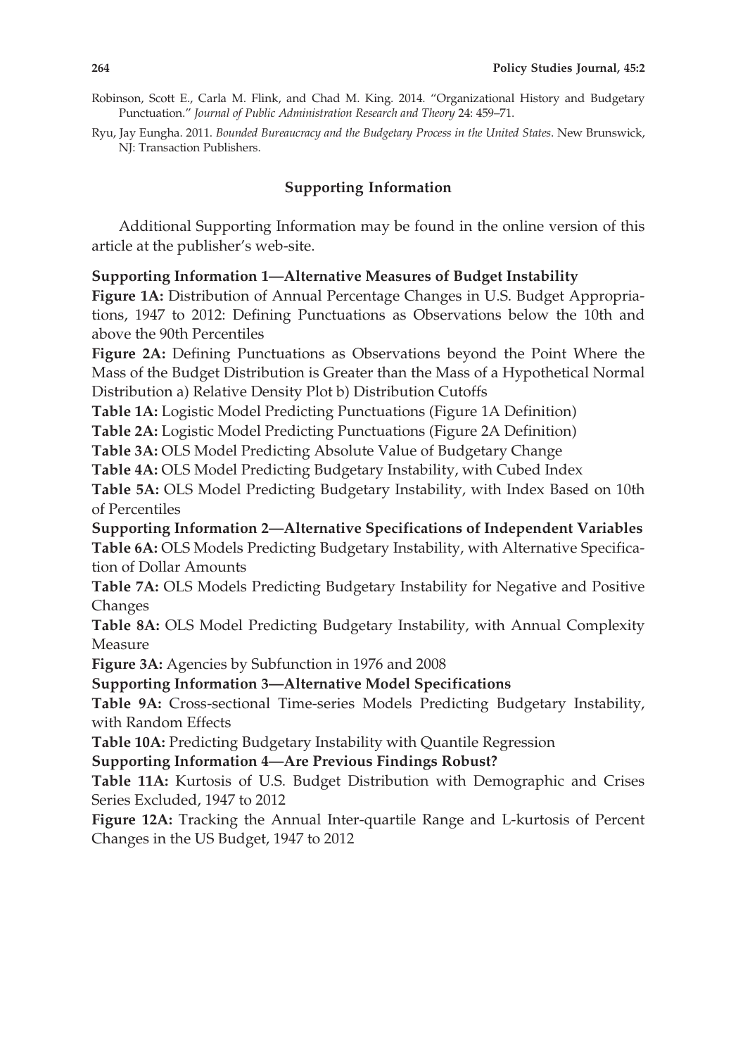Robinson, Scott E., Carla M. Flink, and Chad M. King. 2014. "Organizational History and Budgetary Punctuation." *Journal of Public Administration Research and Theory* 24: 459–71.

Ryu, Jay Eungha. 2011. *Bounded Bureaucracy and the Budgetary Process in the United States*. New Brunswick, NJ: Transaction Publishers.

## Supporting Information

Additional Supporting Information may be found in the online version of this article at the publisher's web-site.

**Supporting Information 1—Alternative Measures of Budget Instability**

**Figure 1A:** Distribution of Annual Percentage Changes in U.S. Budget Appropriations, 1947 to 2012: Defining Punctuations as Observations below the 10th and above the 90th Percentiles

**Figure 2A:** Defining Punctuations as Observations beyond the Point Where the Mass of the Budget Distribution is Greater than the Mass of a Hypothetical Normal Distribution a) Relative Density Plot b) Distribution Cutoffs

**Table 1A:** Logistic Model Predicting Punctuations (Figure 1A Definition)

**Table 2A:** Logistic Model Predicting Punctuations (Figure 2A Definition)

**Table 3A:** OLS Model Predicting Absolute Value of Budgetary Change

**Table 4A:** OLS Model Predicting Budgetary Instability, with Cubed Index

**Table 5A:** OLS Model Predicting Budgetary Instability, with Index Based on 10th of Percentiles

**Supporting Information 2—Alternative Specifications of Independent Variables**

**Table 6A:** OLS Models Predicting Budgetary Instability, with Alternative Specification of Dollar Amounts

**Table 7A:** OLS Models Predicting Budgetary Instability for Negative and Positive Changes

**Table 8A:** OLS Model Predicting Budgetary Instability, with Annual Complexity Measure

**Figure 3A:** Agencies by Subfunction in 1976 and 2008

**Supporting Information 3—Alternative Model Specifications**

**Table 9A:** Cross-sectional Time-series Models Predicting Budgetary Instability, with Random Effects

**Table 10A:** Predicting Budgetary Instability with Quantile Regression

**Supporting Information 4—Are Previous Findings Robust?**

**Table 11A:** Kurtosis of U.S. Budget Distribution with Demographic and Crises Series Excluded, 1947 to 2012

**Figure 12A:** Tracking the Annual Inter-quartile Range and L-kurtosis of Percent Changes in the US Budget, 1947 to 2012